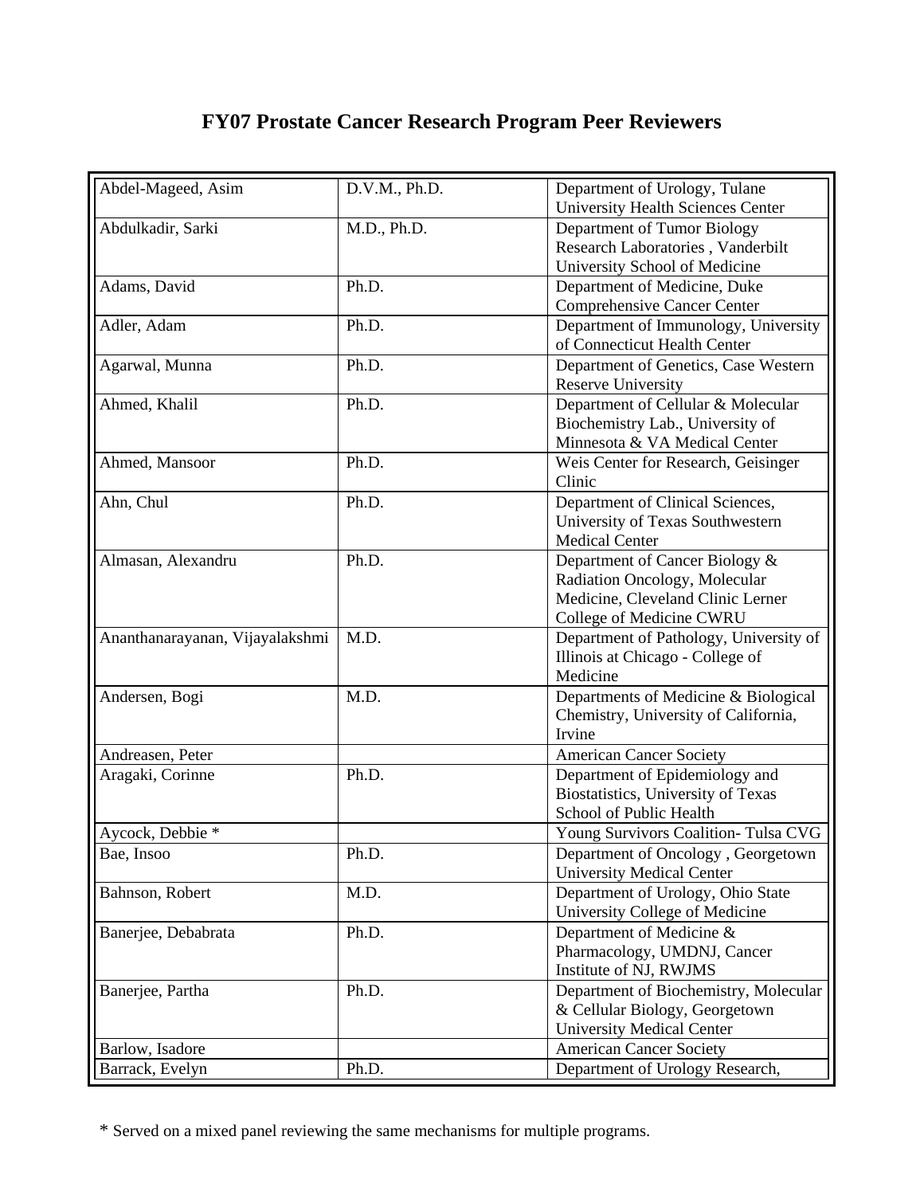# FY07 Prostate Cancer Research Program Peer Reviewers

| Name | Degree | Affiliation |
|---|---|---|
| Abdel-Mageed, Asim | D.V.M., Ph.D. | Department of Urology, Tulane University Health Sciences Center |
| Abdulkadir, Sarki | M.D., Ph.D. | Department of Tumor Biology Research Laboratories , Vanderbilt University School of Medicine |
| Adams, David | Ph.D. | Department of Medicine, Duke Comprehensive Cancer Center |
| Adler, Adam | Ph.D. | Department of Immunology, University of Connecticut Health Center |
| Agarwal, Munna | Ph.D. | Department of Genetics, Case Western Reserve University |
| Ahmed, Khalil | Ph.D. | Department of Cellular & Molecular Biochemistry Lab., University of Minnesota & VA Medical Center |
| Ahmed, Mansoor | Ph.D. | Weis Center for Research, Geisinger Clinic |
| Ahn, Chul | Ph.D. | Department of Clinical Sciences, University of Texas Southwestern Medical Center |
| Almasan, Alexandru | Ph.D. | Department of Cancer Biology & Radiation Oncology, Molecular Medicine, Cleveland Clinic Lerner College of Medicine CWRU |
| Ananthanarayanan, Vijayalakshmi | M.D. | Department of Pathology, University of Illinois at Chicago - College of Medicine |
| Andersen, Bogi | M.D. | Departments of Medicine & Biological Chemistry, University of California, Irvine |
| Andreasen, Peter | | American Cancer Society |
| Aragaki, Corinne | Ph.D. | Department of Epidemiology and Biostatistics, University of Texas School of Public Health |
| Aycock, Debbie * | | Young Survivors Coalition- Tulsa CVG |
| Bae, Insoo | Ph.D. | Department of Oncology , Georgetown University Medical Center |
| Bahnson, Robert | M.D. | Department of Urology, Ohio State University College of Medicine |
| Banerjee, Debabrata | Ph.D. | Department of Medicine & Pharmacology, UMDNJ, Cancer Institute of NJ, RWJMS |
| Banerjee, Partha | Ph.D. | Department of Biochemistry, Molecular & Cellular Biology, Georgetown University Medical Center |
| Barlow, Isadore | | American Cancer Society |
| Barrack, Evelyn | Ph.D. | Department of Urology Research, |

* Served on a mixed panel reviewing the same mechanisms for multiple programs.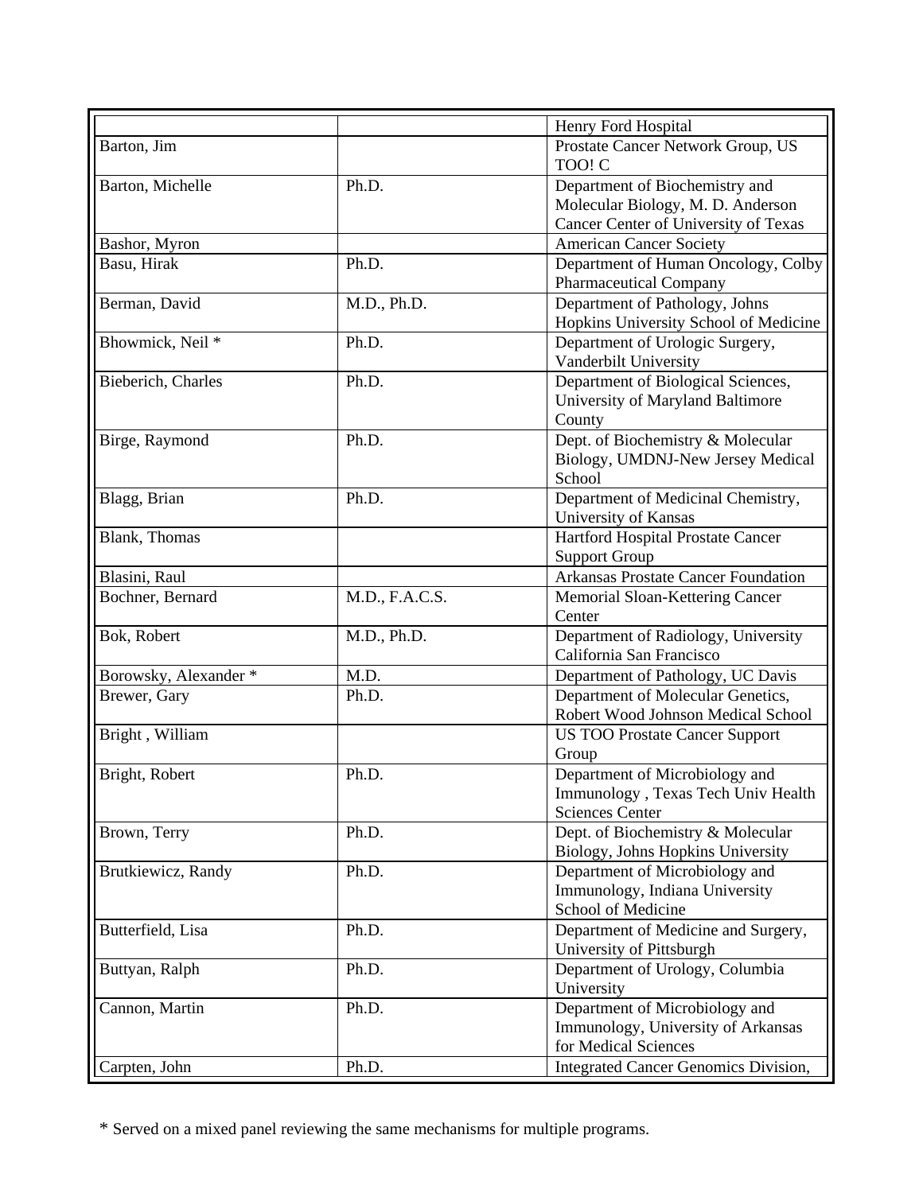| | | |
|---|---|---|
| | | Henry Ford Hospital |
| Barton, Jim | | Prostate Cancer Network Group, US TOO! C |
| Barton, Michelle | Ph.D. | Department of Biochemistry and Molecular Biology, M. D. Anderson Cancer Center of University of Texas |
| Bashor, Myron | | American Cancer Society |
| Basu, Hirak | Ph.D. | Department of Human Oncology, Colby Pharmaceutical Company |
| Berman, David | M.D., Ph.D. | Department of Pathology, Johns Hopkins University School of Medicine |
| Bhowmick, Neil * | Ph.D. | Department of Urologic Surgery, Vanderbilt University |
| Bieberich, Charles | Ph.D. | Department of Biological Sciences, University of Maryland Baltimore County |
| Birge, Raymond | Ph.D. | Dept. of Biochemistry & Molecular Biology, UMDNJ-New Jersey Medical School |
| Blagg, Brian | Ph.D. | Department of Medicinal Chemistry, University of Kansas |
| Blank, Thomas | | Hartford Hospital Prostate Cancer Support Group |
| Blasini, Raul | | Arkansas Prostate Cancer Foundation |
| Bochner, Bernard | M.D., F.A.C.S. | Memorial Sloan-Kettering Cancer Center |
| Bok, Robert | M.D., Ph.D. | Department of Radiology, University California San Francisco |
| Borowsky, Alexander * | M.D. | Department of Pathology, UC Davis |
| Brewer, Gary | Ph.D. | Department of Molecular Genetics, Robert Wood Johnson Medical School |
| Bright , William | | US TOO Prostate Cancer Support Group |
| Bright, Robert | Ph.D. | Department of Microbiology and Immunology , Texas Tech Univ Health Sciences Center |
| Brown, Terry | Ph.D. | Dept. of Biochemistry & Molecular Biology, Johns Hopkins University |
| Brutkiewicz, Randy | Ph.D. | Department of Microbiology and Immunology, Indiana University School of Medicine |
| Butterfield, Lisa | Ph.D. | Department of Medicine and Surgery, University of Pittsburgh |
| Buttyan, Ralph | Ph.D. | Department of Urology, Columbia University |
| Cannon, Martin | Ph.D. | Department of Microbiology and Immunology, University of Arkansas for Medical Sciences |
| Carpten, John | Ph.D. | Integrated Cancer Genomics Division, |

* Served on a mixed panel reviewing the same mechanisms for multiple programs.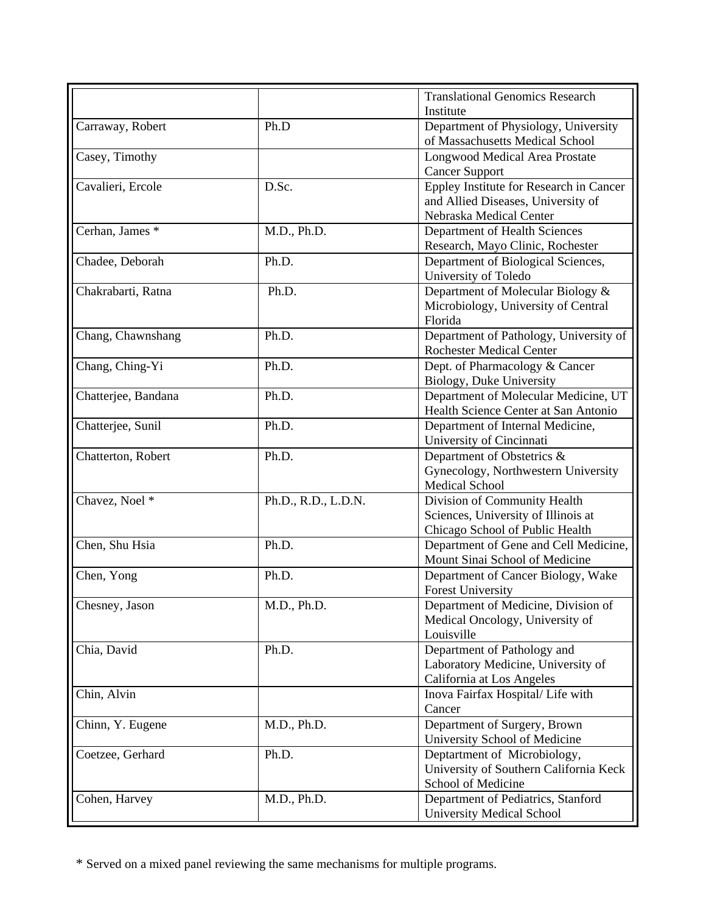| | | |
|---|---|---|
| | | Translational Genomics Research Institute |
| Carraway, Robert | Ph.D | Department of Physiology, University of Massachusetts Medical School |
| Casey, Timothy | | Longwood Medical Area Prostate Cancer Support |
| Cavalieri, Ercole | D.Sc. | Eppley Institute for Research in Cancer and Allied Diseases, University of Nebraska Medical Center |
| Cerhan, James * | M.D., Ph.D. | Department of Health Sciences Research, Mayo Clinic, Rochester |
| Chadee, Deborah | Ph.D. | Department of Biological Sciences, University of Toledo |
| Chakrabarti, Ratna | Ph.D. | Department of Molecular Biology & Microbiology, University of Central Florida |
| Chang, Chawnshang | Ph.D. | Department of Pathology, University of Rochester Medical Center |
| Chang, Ching-Yi | Ph.D. | Dept. of Pharmacology & Cancer Biology, Duke University |
| Chatterjee, Bandana | Ph.D. | Department of Molecular Medicine, UT Health Science Center at San Antonio |
| Chatterjee, Sunil | Ph.D. | Department of Internal Medicine, University of Cincinnati |
| Chatterton, Robert | Ph.D. | Department of Obstetrics & Gynecology, Northwestern University Medical School |
| Chavez, Noel * | Ph.D., R.D., L.D.N. | Division of Community Health Sciences, University of Illinois at Chicago School of Public Health |
| Chen, Shu Hsia | Ph.D. | Department of Gene and Cell Medicine, Mount Sinai School of Medicine |
| Chen, Yong | Ph.D. | Department of Cancer Biology, Wake Forest University |
| Chesney, Jason | M.D., Ph.D. | Department of Medicine, Division of Medical Oncology, University of Louisville |
| Chia, David | Ph.D. | Department of Pathology and Laboratory Medicine, University of California at Los Angeles |
| Chin, Alvin | | Inova Fairfax Hospital/ Life with Cancer |
| Chinn, Y. Eugene | M.D., Ph.D. | Department of Surgery, Brown University School of Medicine |
| Coetzee, Gerhard | Ph.D. | Deptartment of Microbiology, University of Southern California Keck School of Medicine |
| Cohen, Harvey | M.D., Ph.D. | Department of Pediatrics, Stanford University Medical School |

* Served on a mixed panel reviewing the same mechanisms for multiple programs.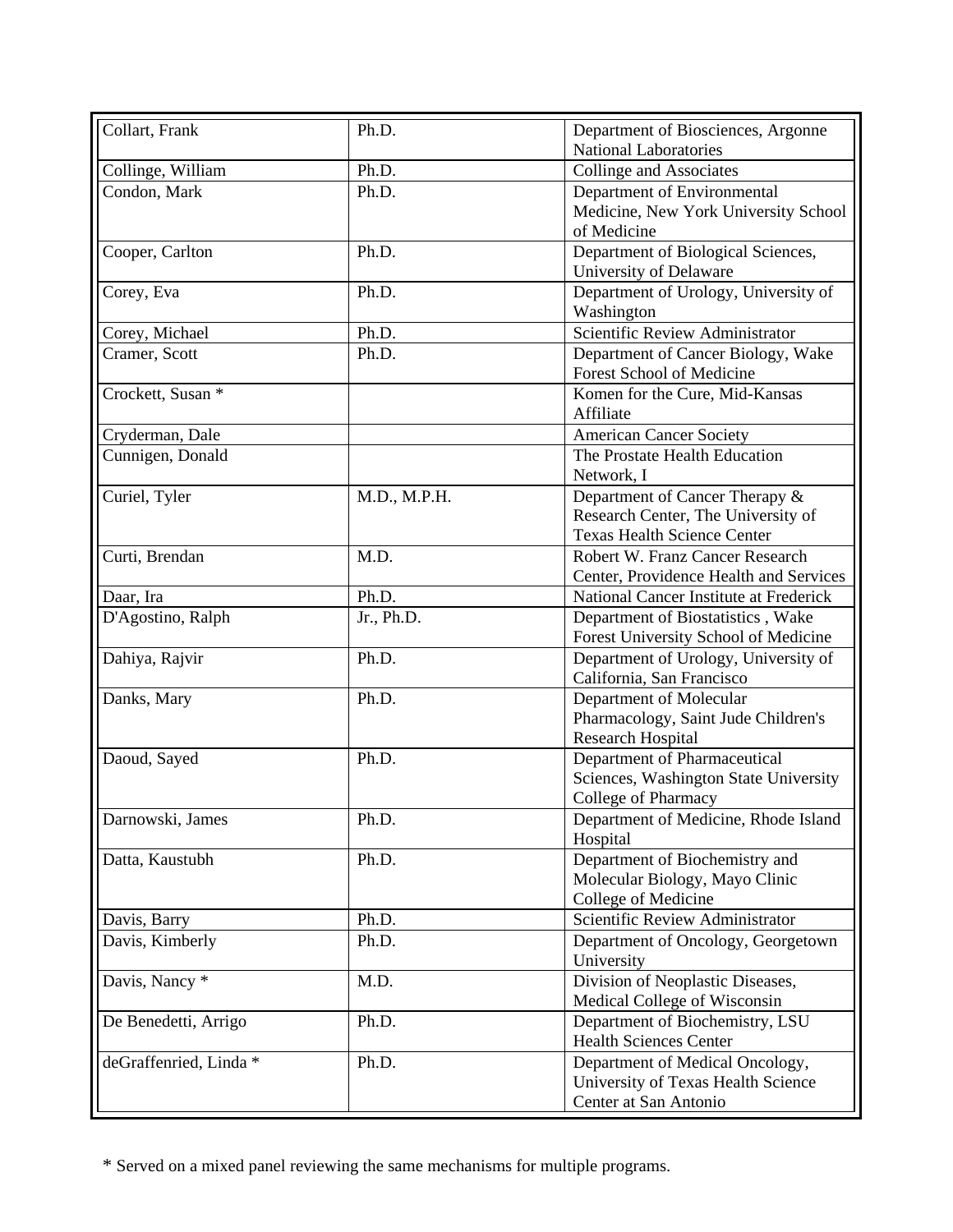| Collart, Frank | Ph.D. | Department of Biosciences, Argonne National Laboratories |
|---|---|---|
| Collinge, William | Ph.D. | Collinge and Associates |
| Condon, Mark | Ph.D. | Department of Environmental Medicine, New York University School of Medicine |
| Cooper, Carlton | Ph.D. | Department of Biological Sciences, University of Delaware |
| Corey, Eva | Ph.D. | Department of Urology, University of Washington |
| Corey, Michael | Ph.D. | Scientific Review Administrator |
| Cramer, Scott | Ph.D. | Department of Cancer Biology, Wake Forest School of Medicine |
| Crockett, Susan * | | Komen for the Cure, Mid-Kansas Affiliate |
| Cryderman, Dale | | American Cancer Society |
| Cunnigen, Donald | | The Prostate Health Education Network, I |
| Curiel, Tyler | M.D., M.P.H. | Department of Cancer Therapy & Research Center, The University of Texas Health Science Center |
| Curti, Brendan | M.D. | Robert W. Franz Cancer Research Center, Providence Health and Services |
| Daar, Ira | Ph.D. | National Cancer Institute at Frederick |
| D'Agostino, Ralph | Jr., Ph.D. | Department of Biostatistics , Wake Forest University School of Medicine |
| Dahiya, Rajvir | Ph.D. | Department of Urology, University of California, San Francisco |
| Danks, Mary | Ph.D. | Department of Molecular Pharmacology, Saint Jude Children's Research Hospital |
| Daoud, Sayed | Ph.D. | Department of Pharmaceutical Sciences, Washington State University College of Pharmacy |
| Darnowski, James | Ph.D. | Department of Medicine, Rhode Island Hospital |
| Datta, Kaustubh | Ph.D. | Department of Biochemistry and Molecular Biology, Mayo Clinic College of Medicine |
| Davis, Barry | Ph.D. | Scientific Review Administrator |
| Davis, Kimberly | Ph.D. | Department of Oncology, Georgetown University |
| Davis, Nancy * | M.D. | Division of Neoplastic Diseases, Medical College of Wisconsin |
| De Benedetti, Arrigo | Ph.D. | Department of Biochemistry, LSU Health Sciences Center |
| deGraffenried, Linda * | Ph.D. | Department of Medical Oncology, University of Texas Health Science Center at San Antonio |

* Served on a mixed panel reviewing the same mechanisms for multiple programs.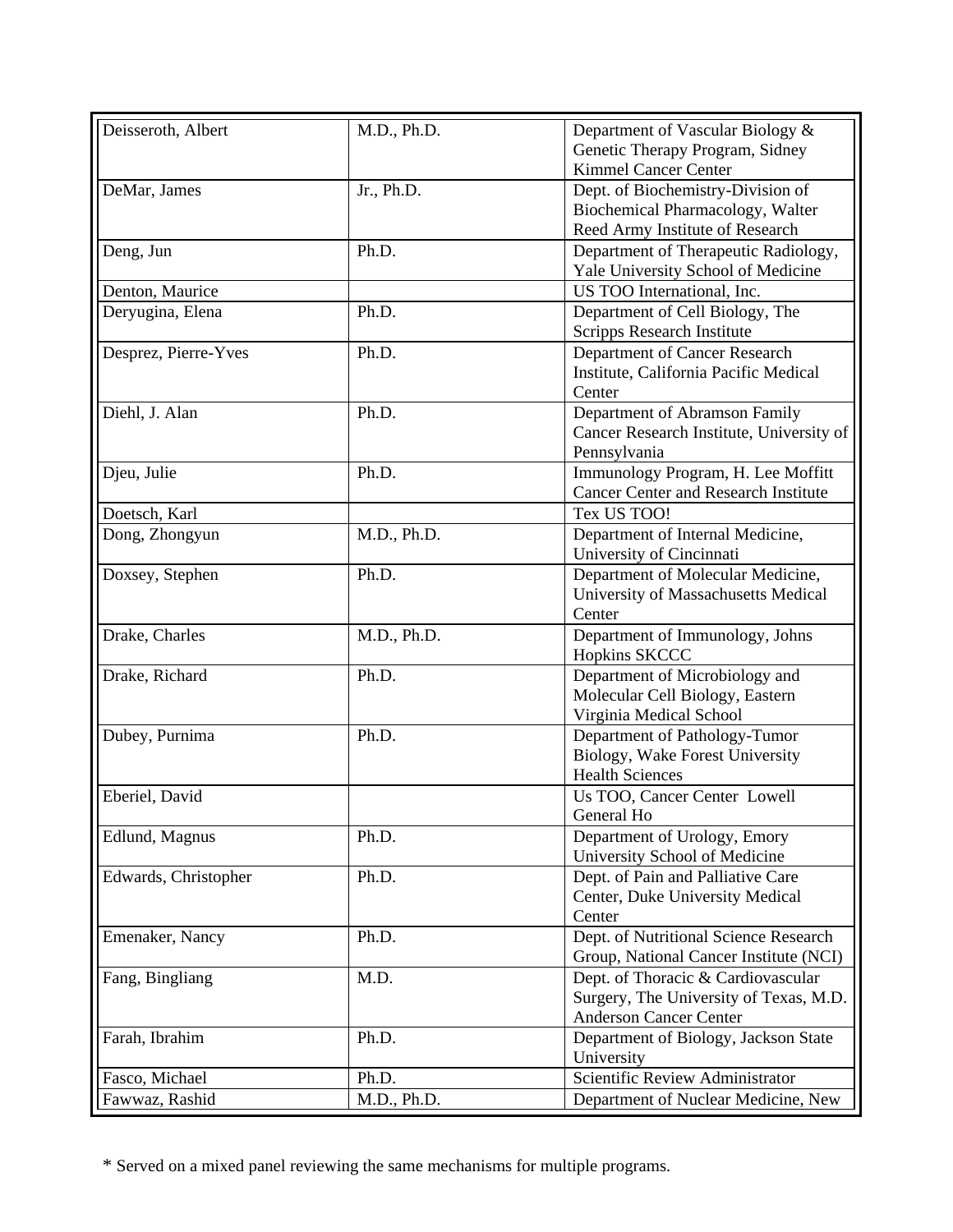| Deisseroth, Albert | M.D., Ph.D. | Department of Vascular Biology & Genetic Therapy Program, Sidney Kimmel Cancer Center |
|---|---|---|
| DeMar, James | Jr., Ph.D. | Dept. of Biochemistry-Division of Biochemical Pharmacology, Walter Reed Army Institute of Research |
| Deng, Jun | Ph.D. | Department of Therapeutic Radiology, Yale University School of Medicine |
| Denton, Maurice | | US TOO International, Inc. |
| Deryugina, Elena | Ph.D. | Department of Cell Biology, The Scripps Research Institute |
| Desprez, Pierre-Yves | Ph.D. | Department of Cancer Research Institute, California Pacific Medical Center |
| Diehl, J. Alan | Ph.D. | Department of Abramson Family Cancer Research Institute, University of Pennsylvania |
| Djeu, Julie | Ph.D. | Immunology Program, H. Lee Moffitt Cancer Center and Research Institute |
| Doetsch, Karl | | Tex US TOO! |
| Dong, Zhongyun | M.D., Ph.D. | Department of Internal Medicine, University of Cincinnati |
| Doxsey, Stephen | Ph.D. | Department of Molecular Medicine, University of Massachusetts Medical Center |
| Drake, Charles | M.D., Ph.D. | Department of Immunology, Johns Hopkins SKCCC |
| Drake, Richard | Ph.D. | Department of Microbiology and Molecular Cell Biology, Eastern Virginia Medical School |
| Dubey, Purnima | Ph.D. | Department of Pathology-Tumor Biology, Wake Forest University Health Sciences |
| Eberiel, David | | Us TOO, Cancer Center Lowell General Ho |
| Edlund, Magnus | Ph.D. | Department of Urology, Emory University School of Medicine |
| Edwards, Christopher | Ph.D. | Dept. of Pain and Palliative Care Center, Duke University Medical Center |
| Emenaker, Nancy | Ph.D. | Dept. of Nutritional Science Research Group, National Cancer Institute (NCI) |
| Fang, Bingliang | M.D. | Dept. of Thoracic & Cardiovascular Surgery, The University of Texas, M.D. Anderson Cancer Center |
| Farah, Ibrahim | Ph.D. | Department of Biology, Jackson State University |
| Fasco, Michael | Ph.D. | Scientific Review Administrator |
| Fawwaz, Rashid | M.D., Ph.D. | Department of Nuclear Medicine, New |

* Served on a mixed panel reviewing the same mechanisms for multiple programs.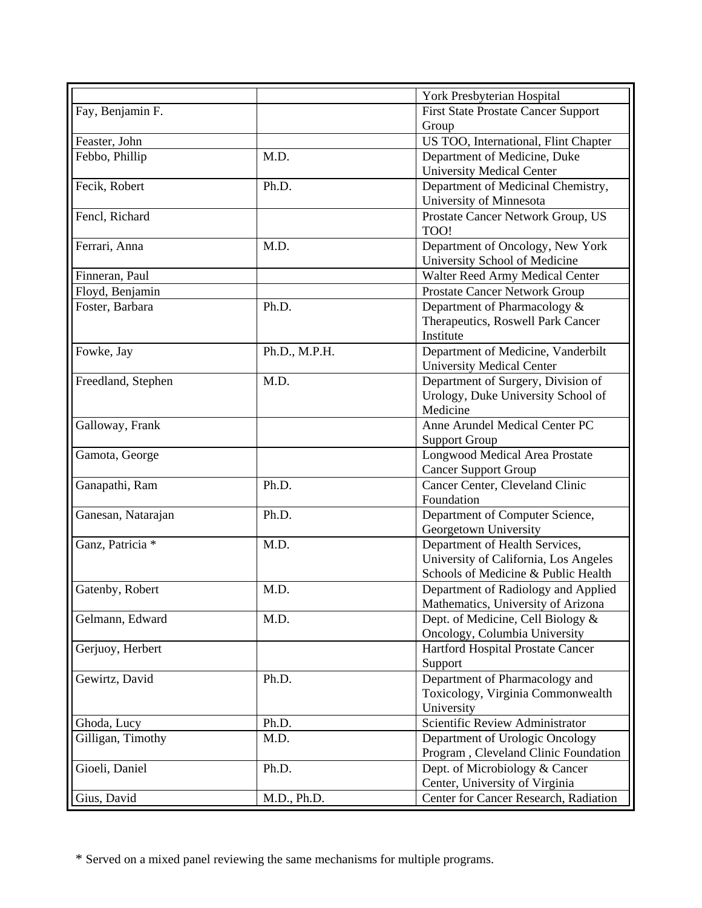| | | |
|---|---|---|
| | | York Presbyterian Hospital |
| Fay, Benjamin F. | | First State Prostate Cancer Support Group |
| Feaster, John | | US TOO, International, Flint Chapter |
| Febbo, Phillip | M.D. | Department of Medicine, Duke University Medical Center |
| Fecik, Robert | Ph.D. | Department of Medicinal Chemistry, University of Minnesota |
| Fencl, Richard | | Prostate Cancer Network Group, US TOO! |
| Ferrari, Anna | M.D. | Department of Oncology, New York University School of Medicine |
| Finneran, Paul | | Walter Reed Army Medical Center |
| Floyd, Benjamin | | Prostate Cancer Network Group |
| Foster, Barbara | Ph.D. | Department of Pharmacology & Therapeutics, Roswell Park Cancer Institute |
| Fowke, Jay | Ph.D., M.P.H. | Department of Medicine, Vanderbilt University Medical Center |
| Freedland, Stephen | M.D. | Department of Surgery, Division of Urology, Duke University School of Medicine |
| Galloway, Frank | | Anne Arundel Medical Center PC Support Group |
| Gamota, George | | Longwood Medical Area Prostate Cancer Support Group |
| Ganapathi, Ram | Ph.D. | Cancer Center, Cleveland Clinic Foundation |
| Ganesan, Natarajan | Ph.D. | Department of Computer Science, Georgetown University |
| Ganz, Patricia * | M.D. | Department of Health Services, University of California, Los Angeles Schools of Medicine & Public Health |
| Gatenby, Robert | M.D. | Department of Radiology and Applied Mathematics, University of Arizona |
| Gelmann, Edward | M.D. | Dept. of Medicine, Cell Biology & Oncology, Columbia University |
| Gerjuoy, Herbert | | Hartford Hospital Prostate Cancer Support |
| Gewirtz, David | Ph.D. | Department of Pharmacology and Toxicology, Virginia Commonwealth University |
| Ghoda, Lucy | Ph.D. | Scientific Review Administrator |
| Gilligan, Timothy | M.D. | Department of Urologic Oncology Program , Cleveland Clinic Foundation |
| Gioeli, Daniel | Ph.D. | Dept. of Microbiology & Cancer Center, University of Virginia |
| Gius, David | M.D., Ph.D. | Center for Cancer Research, Radiation |

* Served on a mixed panel reviewing the same mechanisms for multiple programs.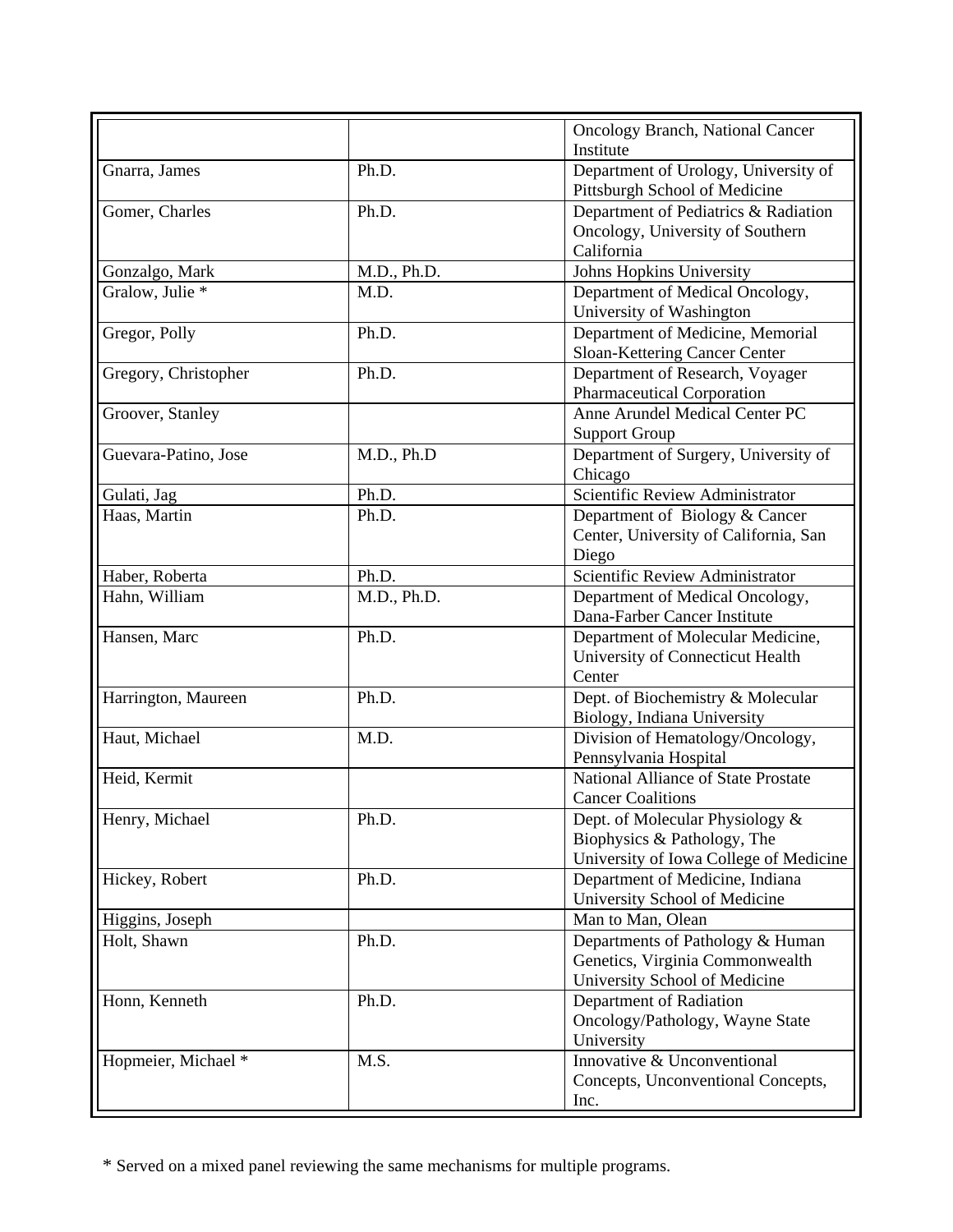|  |  |  |
|---|---|---|
|  |  | Oncology Branch, National Cancer Institute |
| Gnarra, James | Ph.D. | Department of Urology, University of Pittsburgh School of Medicine |
| Gomer, Charles | Ph.D. | Department of Pediatrics & Radiation Oncology, University of Southern California |
| Gonzalgo, Mark | M.D., Ph.D. | Johns Hopkins University |
| Gralow, Julie * | M.D. | Department of Medical Oncology, University of Washington |
| Gregor, Polly | Ph.D. | Department of Medicine, Memorial Sloan-Kettering Cancer Center |
| Gregory, Christopher | Ph.D. | Department of Research, Voyager Pharmaceutical Corporation |
| Groover, Stanley |  | Anne Arundel Medical Center PC Support Group |
| Guevara-Patino, Jose | M.D., Ph.D | Department of Surgery, University of Chicago |
| Gulati, Jag | Ph.D. | Scientific Review Administrator |
| Haas, Martin | Ph.D. | Department of Biology & Cancer Center, University of California, San Diego |
| Haber, Roberta | Ph.D. | Scientific Review Administrator |
| Hahn, William | M.D., Ph.D. | Department of Medical Oncology, Dana-Farber Cancer Institute |
| Hansen, Marc | Ph.D. | Department of Molecular Medicine, University of Connecticut Health Center |
| Harrington, Maureen | Ph.D. | Dept. of Biochemistry & Molecular Biology, Indiana University |
| Haut, Michael | M.D. | Division of Hematology/Oncology, Pennsylvania Hospital |
| Heid, Kermit |  | National Alliance of State Prostate Cancer Coalitions |
| Henry, Michael | Ph.D. | Dept. of Molecular Physiology & Biophysics & Pathology, The University of Iowa College of Medicine |
| Hickey, Robert | Ph.D. | Department of Medicine, Indiana University School of Medicine |
| Higgins, Joseph |  | Man to Man, Olean |
| Holt, Shawn | Ph.D. | Departments of Pathology & Human Genetics, Virginia Commonwealth University School of Medicine |
| Honn, Kenneth | Ph.D. | Department of Radiation Oncology/Pathology, Wayne State University |
| Hopmeier, Michael * | M.S. | Innovative & Unconventional Concepts, Unconventional Concepts, Inc. |

* Served on a mixed panel reviewing the same mechanisms for multiple programs.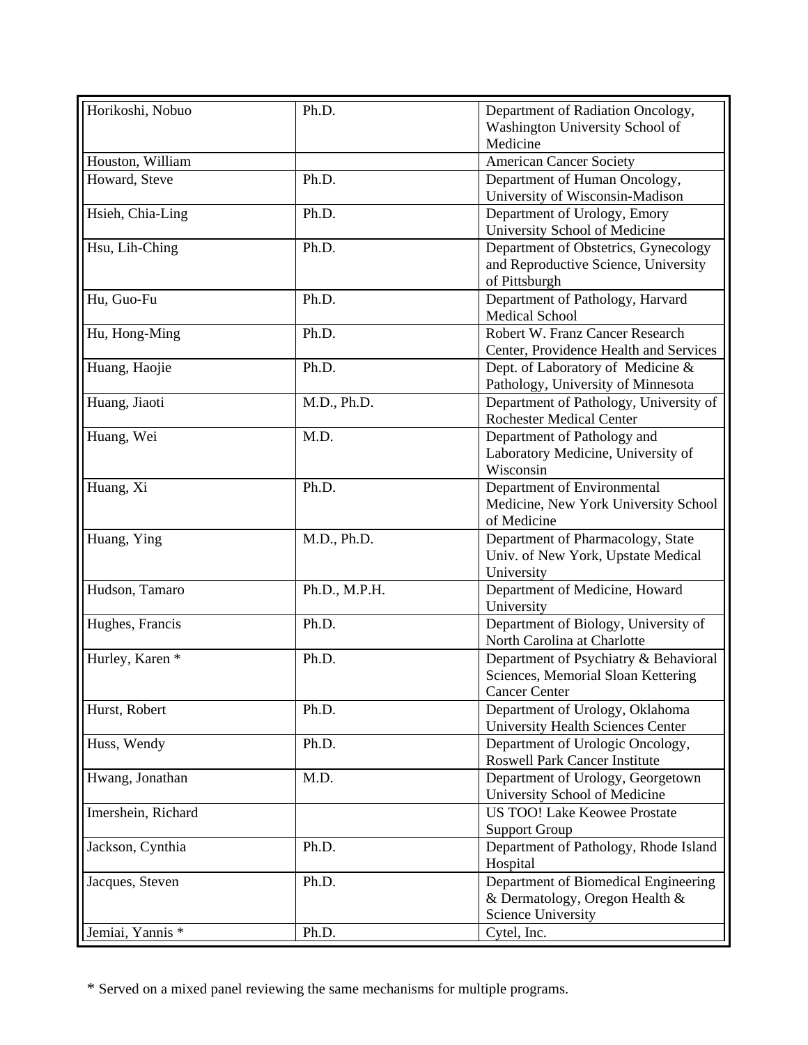| Horikoshi, Nobuo | Ph.D. | Department of Radiation Oncology, Washington University School of Medicine |
|---|---|---|
| Houston, William | | American Cancer Society |
| Howard, Steve | Ph.D. | Department of Human Oncology, University of Wisconsin-Madison |
| Hsieh, Chia-Ling | Ph.D. | Department of Urology, Emory University School of Medicine |
| Hsu, Lih-Ching | Ph.D. | Department of Obstetrics, Gynecology and Reproductive Science, University of Pittsburgh |
| Hu, Guo-Fu | Ph.D. | Department of Pathology, Harvard Medical School |
| Hu, Hong-Ming | Ph.D. | Robert W. Franz Cancer Research Center, Providence Health and Services |
| Huang, Haojie | Ph.D. | Dept. of Laboratory of Medicine & Pathology, University of Minnesota |
| Huang, Jiaoti | M.D., Ph.D. | Department of Pathology, University of Rochester Medical Center |
| Huang, Wei | M.D. | Department of Pathology and Laboratory Medicine, University of Wisconsin |
| Huang, Xi | Ph.D. | Department of Environmental Medicine, New York University School of Medicine |
| Huang, Ying | M.D., Ph.D. | Department of Pharmacology, State Univ. of New York, Upstate Medical University |
| Hudson, Tamaro | Ph.D., M.P.H. | Department of Medicine, Howard University |
| Hughes, Francis | Ph.D. | Department of Biology, University of North Carolina at Charlotte |
| Hurley, Karen * | Ph.D. | Department of Psychiatry & Behavioral Sciences, Memorial Sloan Kettering Cancer Center |
| Hurst, Robert | Ph.D. | Department of Urology, Oklahoma University Health Sciences Center |
| Huss, Wendy | Ph.D. | Department of Urologic Oncology, Roswell Park Cancer Institute |
| Hwang, Jonathan | M.D. | Department of Urology, Georgetown University School of Medicine |
| Imershein, Richard | | US TOO! Lake Keowee Prostate Support Group |
| Jackson, Cynthia | Ph.D. | Department of Pathology, Rhode Island Hospital |
| Jacques, Steven | Ph.D. | Department of Biomedical Engineering & Dermatology, Oregon Health & Science University |
| Jemiai, Yannis * | Ph.D. | Cytel, Inc. |

* Served on a mixed panel reviewing the same mechanisms for multiple programs.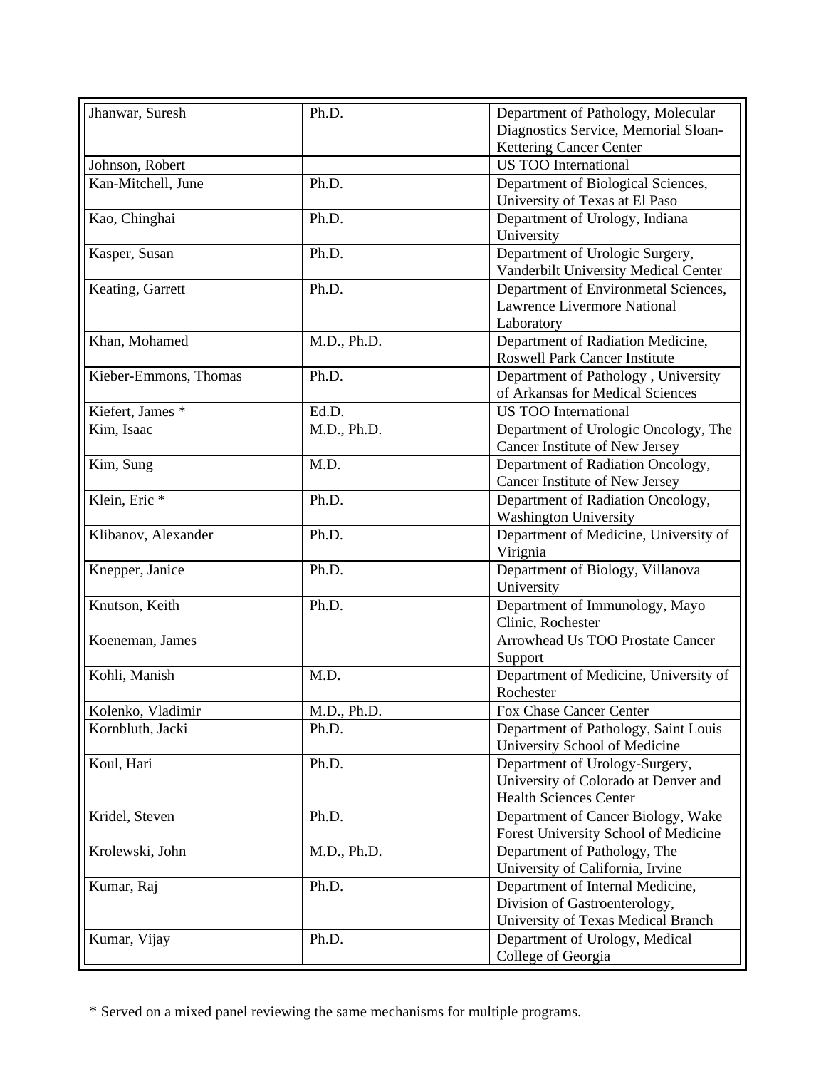| Jhanwar, Suresh | Ph.D. | Department of Pathology, Molecular Diagnostics Service, Memorial Sloan-Kettering Cancer Center |
|---|---|---|
| Johnson, Robert | | US TOO International |
| Kan-Mitchell, June | Ph.D. | Department of Biological Sciences, University of Texas at El Paso |
| Kao, Chinghai | Ph.D. | Department of Urology, Indiana University |
| Kasper, Susan | Ph.D. | Department of Urologic Surgery, Vanderbilt University Medical Center |
| Keating, Garrett | Ph.D. | Department of Environmetal Sciences, Lawrence Livermore National Laboratory |
| Khan, Mohamed | M.D., Ph.D. | Department of Radiation Medicine, Roswell Park Cancer Institute |
| Kieber-Emmons, Thomas | Ph.D. | Department of Pathology , University of Arkansas for Medical Sciences |
| Kiefert, James * | Ed.D. | US TOO International |
| Kim, Isaac | M.D., Ph.D. | Department of Urologic Oncology, The Cancer Institute of New Jersey |
| Kim, Sung | M.D. | Department of Radiation Oncology, Cancer Institute of New Jersey |
| Klein, Eric * | Ph.D. | Department of Radiation Oncology, Washington University |
| Klibanov, Alexander | Ph.D. | Department of Medicine, University of Virignia |
| Knepper, Janice | Ph.D. | Department of Biology, Villanova University |
| Knutson, Keith | Ph.D. | Department of Immunology, Mayo Clinic, Rochester |
| Koeneman, James | | Arrowhead Us TOO Prostate Cancer Support |
| Kohli, Manish | M.D. | Department of Medicine, University of Rochester |
| Kolenko, Vladimir | M.D., Ph.D. | Fox Chase Cancer Center |
| Kornbluth, Jacki | Ph.D. | Department of Pathology, Saint Louis University School of Medicine |
| Koul, Hari | Ph.D. | Department of Urology-Surgery, University of Colorado at Denver and Health Sciences Center |
| Kridel, Steven | Ph.D. | Department of Cancer Biology, Wake Forest University School of Medicine |
| Krolewski, John | M.D., Ph.D. | Department of Pathology, The University of California, Irvine |
| Kumar, Raj | Ph.D. | Department of Internal Medicine, Division of Gastroenterology, University of Texas Medical Branch |
| Kumar, Vijay | Ph.D. | Department of Urology, Medical College of Georgia |

* Served on a mixed panel reviewing the same mechanisms for multiple programs.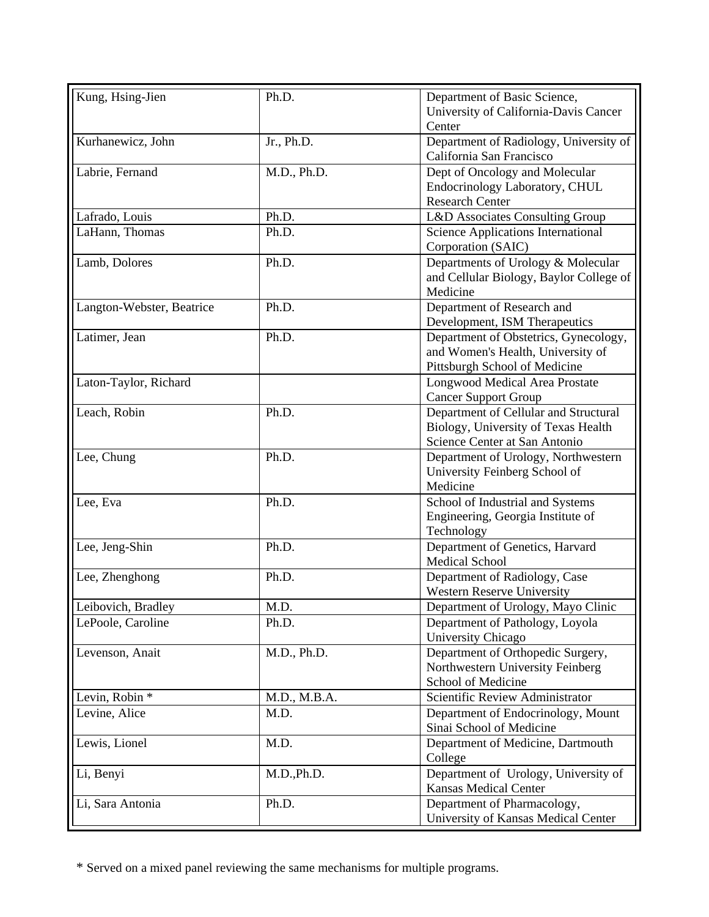| | | |
|---|---|---|
| Kung, Hsing-Jien | Ph.D. | Department of Basic Science, University of California-Davis Cancer Center |
| Kurhanewicz, John | Jr., Ph.D. | Department of Radiology, University of California San Francisco |
| Labrie, Fernand | M.D., Ph.D. | Dept of Oncology and Molecular Endocrinology Laboratory, CHUL Research Center |
| Lafrado, Louis | Ph.D. | L&D Associates Consulting Group |
| LaHann, Thomas | Ph.D. | Science Applications International Corporation (SAIC) |
| Lamb, Dolores | Ph.D. | Departments of Urology & Molecular and Cellular Biology, Baylor College of Medicine |
| Langton-Webster, Beatrice | Ph.D. | Department of Research and Development, ISM Therapeutics |
| Latimer, Jean | Ph.D. | Department of Obstetrics, Gynecology, and Women's Health, University of Pittsburgh School of Medicine |
| Laton-Taylor, Richard | | Longwood Medical Area Prostate Cancer Support Group |
| Leach, Robin | Ph.D. | Department of Cellular and Structural Biology, University of Texas Health Science Center at San Antonio |
| Lee, Chung | Ph.D. | Department of Urology, Northwestern University Feinberg School of Medicine |
| Lee, Eva | Ph.D. | School of Industrial and Systems Engineering, Georgia Institute of Technology |
| Lee, Jeng-Shin | Ph.D. | Department of Genetics, Harvard Medical School |
| Lee, Zhenghong | Ph.D. | Department of Radiology, Case Western Reserve University |
| Leibovich, Bradley | M.D. | Department of Urology, Mayo Clinic |
| LePoole, Caroline | Ph.D. | Department of Pathology, Loyola University Chicago |
| Levenson, Anait | M.D., Ph.D. | Department of Orthopedic Surgery, Northwestern University Feinberg School of Medicine |
| Levin, Robin * | M.D., M.B.A. | Scientific Review Administrator |
| Levine, Alice | M.D. | Department of Endocrinology, Mount Sinai School of Medicine |
| Lewis, Lionel | M.D. | Department of Medicine, Dartmouth College |
| Li, Benyi | M.D.,Ph.D. | Department of Urology, University of Kansas Medical Center |
| Li, Sara Antonia | Ph.D. | Department of Pharmacology, University of Kansas Medical Center |

* Served on a mixed panel reviewing the same mechanisms for multiple programs.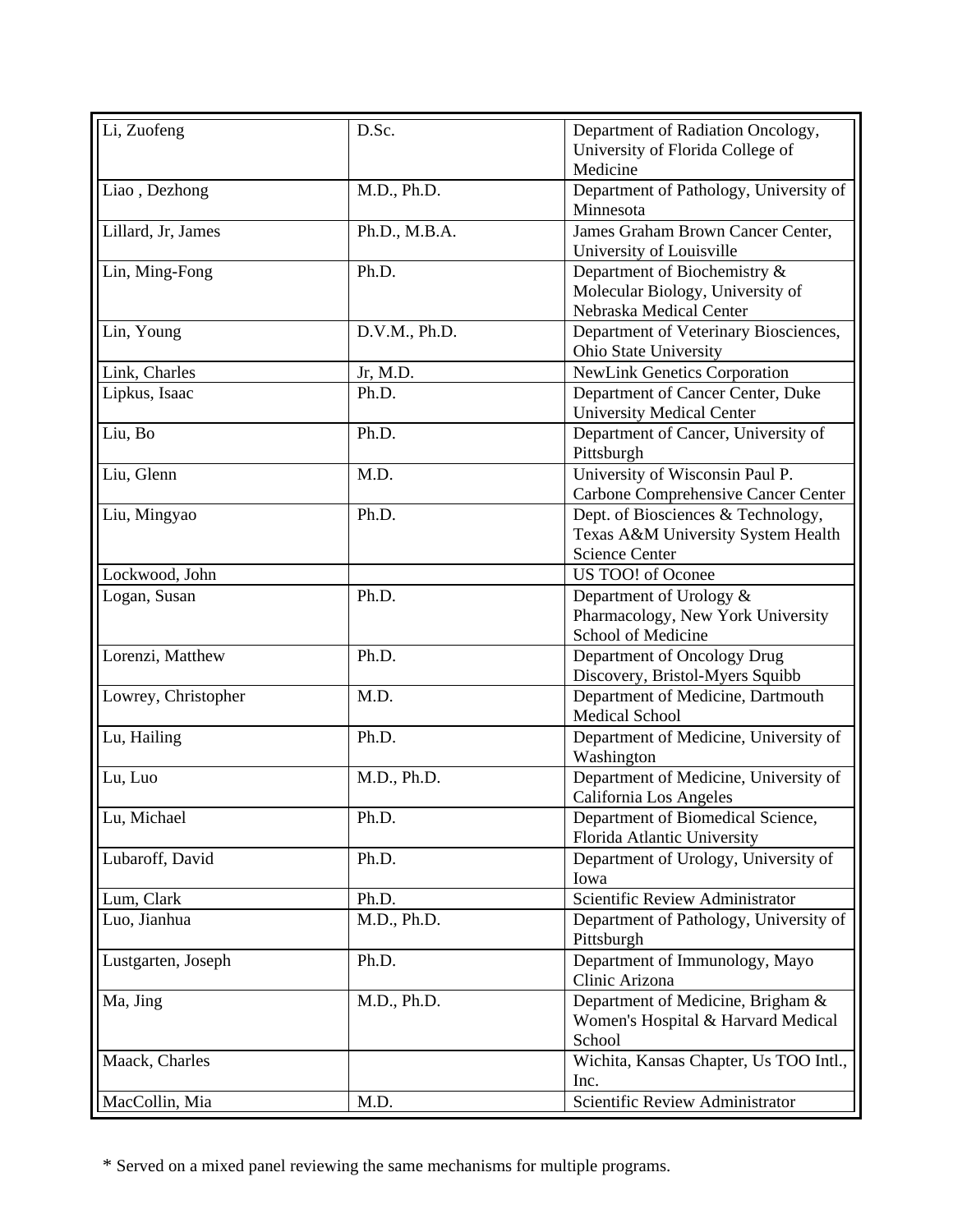| | | |
|---|---|---|
| Li, Zuofeng | D.Sc. | Department of Radiation Oncology, University of Florida College of Medicine |
| Liao , Dezhong | M.D., Ph.D. | Department of Pathology, University of Minnesota |
| Lillard, Jr, James | Ph.D., M.B.A. | James Graham Brown Cancer Center, University of Louisville |
| Lin, Ming-Fong | Ph.D. | Department of Biochemistry & Molecular Biology, University of Nebraska Medical Center |
| Lin, Young | D.V.M., Ph.D. | Department of Veterinary Biosciences, Ohio State University |
| Link, Charles | Jr, M.D. | NewLink Genetics Corporation |
| Lipkus, Isaac | Ph.D. | Department of Cancer Center, Duke University Medical Center |
| Liu, Bo | Ph.D. | Department of Cancer, University of Pittsburgh |
| Liu, Glenn | M.D. | University of Wisconsin Paul P. Carbone Comprehensive Cancer Center |
| Liu, Mingyao | Ph.D. | Dept. of Biosciences & Technology, Texas A&M University System Health Science Center |
| Lockwood, John | | US TOO! of Oconee |
| Logan, Susan | Ph.D. | Department of Urology & Pharmacology, New York University School of Medicine |
| Lorenzi, Matthew | Ph.D. | Department of Oncology Drug Discovery, Bristol-Myers Squibb |
| Lowrey, Christopher | M.D. | Department of Medicine, Dartmouth Medical School |
| Lu, Hailing | Ph.D. | Department of Medicine, University of Washington |
| Lu, Luo | M.D., Ph.D. | Department of Medicine, University of California Los Angeles |
| Lu, Michael | Ph.D. | Department of Biomedical Science, Florida Atlantic University |
| Lubaroff, David | Ph.D. | Department of Urology, University of Iowa |
| Lum, Clark | Ph.D. | Scientific Review Administrator |
| Luo, Jianhua | M.D., Ph.D. | Department of Pathology, University of Pittsburgh |
| Lustgarten, Joseph | Ph.D. | Department of Immunology, Mayo Clinic Arizona |
| Ma, Jing | M.D., Ph.D. | Department of Medicine, Brigham & Women's Hospital & Harvard Medical School |
| Maack, Charles | | Wichita, Kansas Chapter, Us TOO Intl., Inc. |
| MacCollin, Mia | M.D. | Scientific Review Administrator |

* Served on a mixed panel reviewing the same mechanisms for multiple programs.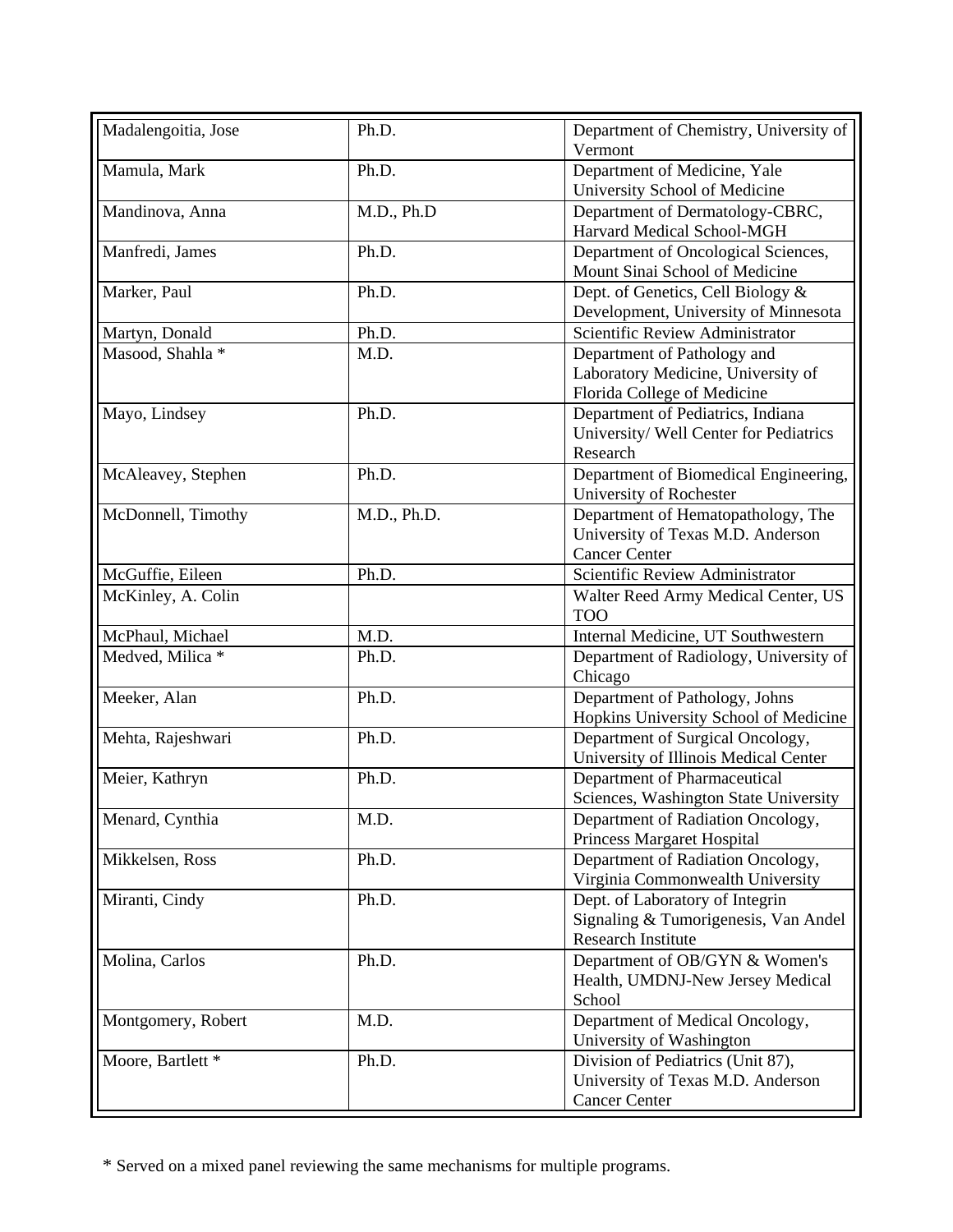| Madalengoitia, Jose | Ph.D. | Department of Chemistry, University of Vermont |
|---|---|---|
| Mamula, Mark | Ph.D. | Department of Medicine, Yale University School of Medicine |
| Mandinova, Anna | M.D., Ph.D | Department of Dermatology-CBRC, Harvard Medical School-MGH |
| Manfredi, James | Ph.D. | Department of Oncological Sciences, Mount Sinai School of Medicine |
| Marker, Paul | Ph.D. | Dept. of Genetics, Cell Biology & Development, University of Minnesota |
| Martyn, Donald | Ph.D. | Scientific Review Administrator |
| Masood, Shahla * | M.D. | Department of Pathology and Laboratory Medicine, University of Florida College of Medicine |
| Mayo, Lindsey | Ph.D. | Department of Pediatrics, Indiana University/ Well Center for Pediatrics Research |
| McAleavey, Stephen | Ph.D. | Department of Biomedical Engineering, University of Rochester |
| McDonnell, Timothy | M.D., Ph.D. | Department of Hematopathology, The University of Texas M.D. Anderson Cancer Center |
| McGuffie, Eileen | Ph.D. | Scientific Review Administrator |
| McKinley, A. Colin | | Walter Reed Army Medical Center, US TOO |
| McPhaul, Michael | M.D. | Internal Medicine, UT Southwestern |
| Medved, Milica * | Ph.D. | Department of Radiology, University of Chicago |
| Meeker, Alan | Ph.D. | Department of Pathology, Johns Hopkins University School of Medicine |
| Mehta, Rajeshwari | Ph.D. | Department of Surgical Oncology, University of Illinois Medical Center |
| Meier, Kathryn | Ph.D. | Department of Pharmaceutical Sciences, Washington State University |
| Menard, Cynthia | M.D. | Department of Radiation Oncology, Princess Margaret Hospital |
| Mikkelsen, Ross | Ph.D. | Department of Radiation Oncology, Virginia Commonwealth University |
| Miranti, Cindy | Ph.D. | Dept. of Laboratory of Integrin Signaling & Tumorigenesis, Van Andel Research Institute |
| Molina, Carlos | Ph.D. | Department of OB/GYN & Women's Health, UMDNJ-New Jersey Medical School |
| Montgomery, Robert | M.D. | Department of Medical Oncology, University of Washington |
| Moore, Bartlett * | Ph.D. | Division of Pediatrics (Unit 87), University of Texas M.D. Anderson Cancer Center |

* Served on a mixed panel reviewing the same mechanisms for multiple programs.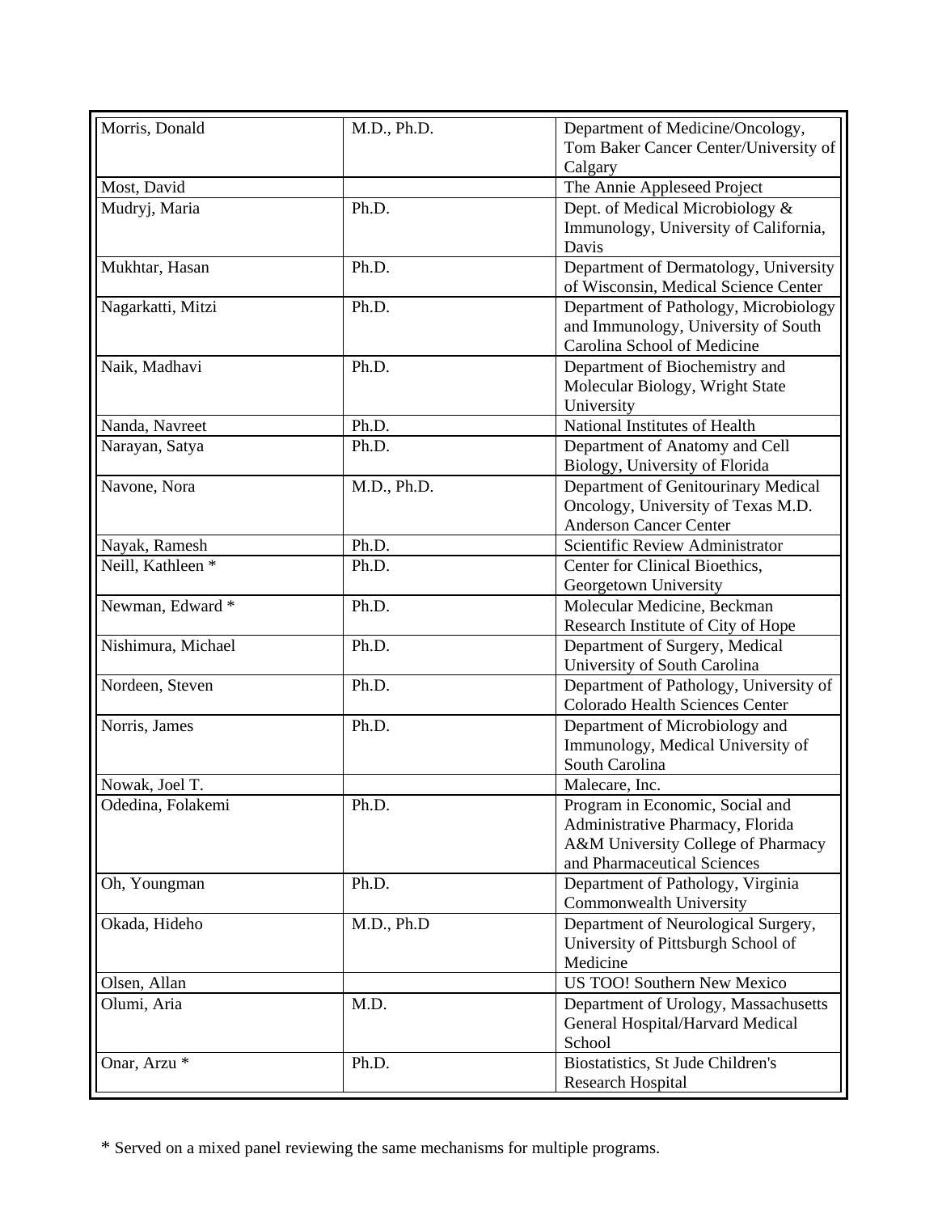| Morris, Donald | M.D., Ph.D. | Department of Medicine/Oncology, Tom Baker Cancer Center/University of Calgary |
|---|---|---|
| Most, David | | The Annie Appleseed Project |
| Mudryj, Maria | Ph.D. | Dept. of Medical Microbiology & Immunology, University of California, Davis |
| Mukhtar, Hasan | Ph.D. | Department of Dermatology, University of Wisconsin, Medical Science Center |
| Nagarkatti, Mitzi | Ph.D. | Department of Pathology, Microbiology and Immunology, University of South Carolina School of Medicine |
| Naik, Madhavi | Ph.D. | Department of Biochemistry and Molecular Biology, Wright State University |
| Nanda, Navreet | Ph.D. | National Institutes of Health |
| Narayan, Satya | Ph.D. | Department of Anatomy and Cell Biology, University of Florida |
| Navone, Nora | M.D., Ph.D. | Department of Genitourinary Medical Oncology, University of Texas M.D. Anderson Cancer Center |
| Nayak, Ramesh | Ph.D. | Scientific Review Administrator |
| Neill, Kathleen * | Ph.D. | Center for Clinical Bioethics, Georgetown University |
| Newman, Edward * | Ph.D. | Molecular Medicine, Beckman Research Institute of City of Hope |
| Nishimura, Michael | Ph.D. | Department of Surgery, Medical University of South Carolina |
| Nordeen, Steven | Ph.D. | Department of Pathology, University of Colorado Health Sciences Center |
| Norris, James | Ph.D. | Department of Microbiology and Immunology, Medical University of South Carolina |
| Nowak, Joel T. | | Malecare, Inc. |
| Odedina, Folakemi | Ph.D. | Program in Economic, Social and Administrative Pharmacy, Florida A&M University College of Pharmacy and Pharmaceutical Sciences |
| Oh, Youngman | Ph.D. | Department of Pathology, Virginia Commonwealth University |
| Okada, Hideho | M.D., Ph.D | Department of Neurological Surgery, University of Pittsburgh School of Medicine |
| Olsen, Allan | | US TOO! Southern New Mexico |
| Olumi, Aria | M.D. | Department of Urology, Massachusetts General Hospital/Harvard Medical School |
| Onar, Arzu * | Ph.D. | Biostatistics, St Jude Children's Research Hospital |

* Served on a mixed panel reviewing the same mechanisms for multiple programs.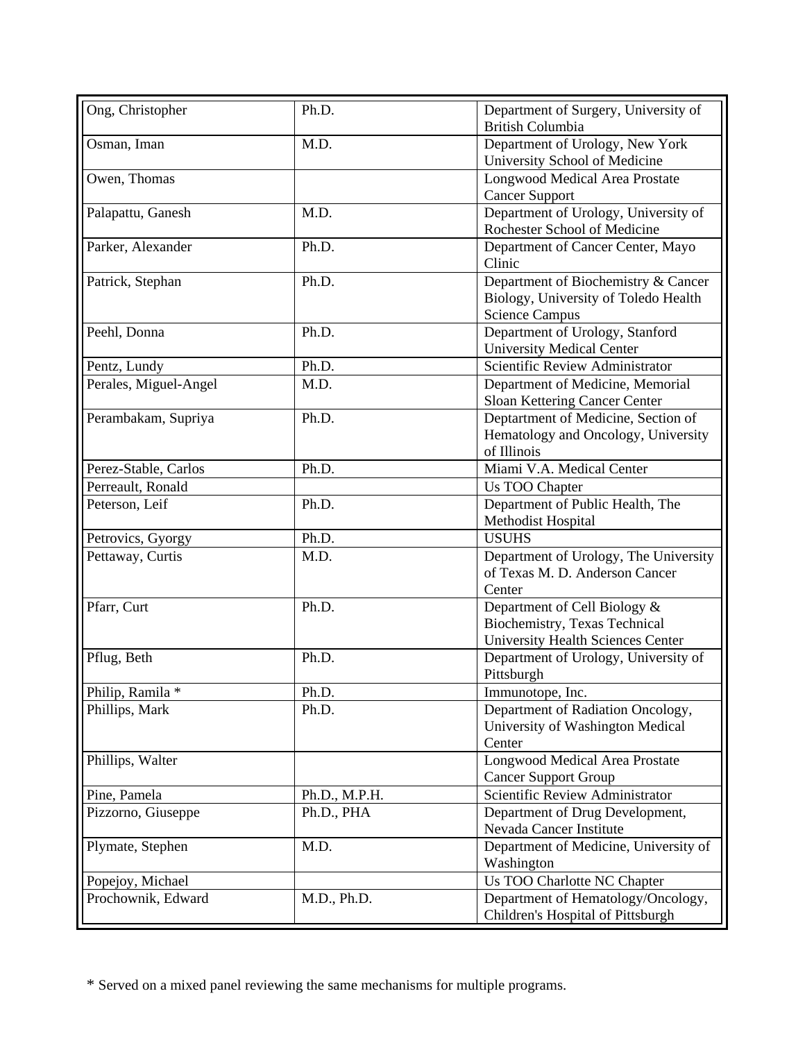| Ong, Christopher | Ph.D. | Department of Surgery, University of British Columbia |
|---|---|---|
| Osman, Iman | M.D. | Department of Urology, New York University School of Medicine |
| Owen, Thomas | | Longwood Medical Area Prostate Cancer Support |
| Palapattu, Ganesh | M.D. | Department of Urology, University of Rochester School of Medicine |
| Parker, Alexander | Ph.D. | Department of Cancer Center, Mayo Clinic |
| Patrick, Stephan | Ph.D. | Department of Biochemistry & Cancer Biology, University of Toledo Health Science Campus |
| Peehl, Donna | Ph.D. | Department of Urology, Stanford University Medical Center |
| Pentz, Lundy | Ph.D. | Scientific Review Administrator |
| Perales, Miguel-Angel | M.D. | Department of Medicine, Memorial Sloan Kettering Cancer Center |
| Perambakam, Supriya | Ph.D. | Deptartment of Medicine, Section of Hematology and Oncology, University of Illinois |
| Perez-Stable, Carlos | Ph.D. | Miami V.A. Medical Center |
| Perreault, Ronald | | Us TOO Chapter |
| Peterson, Leif | Ph.D. | Department of Public Health, The Methodist Hospital |
| Petrovics, Gyorgy | Ph.D. | USUHS |
| Pettaway, Curtis | M.D. | Department of Urology, The University of Texas M. D. Anderson Cancer Center |
| Pfarr, Curt | Ph.D. | Department of Cell Biology & Biochemistry, Texas Technical University Health Sciences Center |
| Pflug, Beth | Ph.D. | Department of Urology, University of Pittsburgh |
| Philip, Ramila * | Ph.D. | Immunotope, Inc. |
| Phillips, Mark | Ph.D. | Department of Radiation Oncology, University of Washington Medical Center |
| Phillips, Walter | | Longwood Medical Area Prostate Cancer Support Group |
| Pine, Pamela | Ph.D., M.P.H. | Scientific Review Administrator |
| Pizzorno, Giuseppe | Ph.D., PHA | Department of Drug Development, Nevada Cancer Institute |
| Plymate, Stephen | M.D. | Department of Medicine, University of Washington |
| Popejoy, Michael | | Us TOO Charlotte NC Chapter |
| Prochownik, Edward | M.D., Ph.D. | Department of Hematology/Oncology, Children's Hospital of Pittsburgh |

* Served on a mixed panel reviewing the same mechanisms for multiple programs.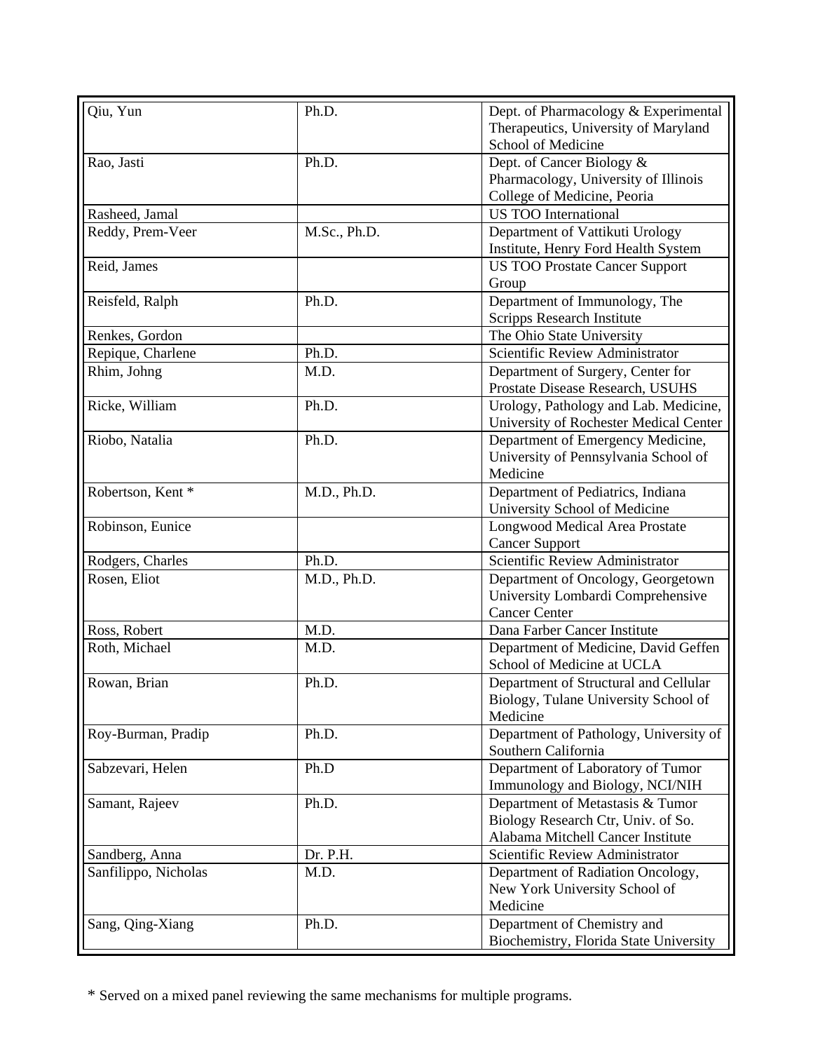| Qiu, Yun | Ph.D. | Dept. of Pharmacology & Experimental Therapeutics, University of Maryland School of Medicine |
|---|---|---|
| Rao, Jasti | Ph.D. | Dept. of Cancer Biology & Pharmacology, University of Illinois College of Medicine, Peoria |
| Rasheed, Jamal | | US TOO International |
| Reddy, Prem-Veer | M.Sc., Ph.D. | Department of Vattikuti Urology Institute, Henry Ford Health System |
| Reid, James | | US TOO Prostate Cancer Support Group |
| Reisfeld, Ralph | Ph.D. | Department of Immunology, The Scripps Research Institute |
| Renkes, Gordon | | The Ohio State University |
| Repique, Charlene | Ph.D. | Scientific Review Administrator |
| Rhim, Johng | M.D. | Department of Surgery, Center for Prostate Disease Research, USUHS |
| Ricke, William | Ph.D. | Urology, Pathology and Lab. Medicine, University of Rochester Medical Center |
| Riobo, Natalia | Ph.D. | Department of Emergency Medicine, University of Pennsylvania School of Medicine |
| Robertson, Kent * | M.D., Ph.D. | Department of Pediatrics, Indiana University School of Medicine |
| Robinson, Eunice | | Longwood Medical Area Prostate Cancer Support |
| Rodgers, Charles | Ph.D. | Scientific Review Administrator |
| Rosen, Eliot | M.D., Ph.D. | Department of Oncology, Georgetown University Lombardi Comprehensive Cancer Center |
| Ross, Robert | M.D. | Dana Farber Cancer Institute |
| Roth, Michael | M.D. | Department of Medicine, David Geffen School of Medicine at UCLA |
| Rowan, Brian | Ph.D. | Department of Structural and Cellular Biology, Tulane University School of Medicine |
| Roy-Burman, Pradip | Ph.D. | Department of Pathology, University of Southern California |
| Sabzevari, Helen | Ph.D | Department of Laboratory of Tumor Immunology and Biology, NCI/NIH |
| Samant, Rajeev | Ph.D. | Department of Metastasis & Tumor Biology Research Ctr, Univ. of So. Alabama Mitchell Cancer Institute |
| Sandberg, Anna | Dr. P.H. | Scientific Review Administrator |
| Sanfilippo, Nicholas | M.D. | Department of Radiation Oncology, New York University School of Medicine |
| Sang, Qing-Xiang | Ph.D. | Department of Chemistry and Biochemistry, Florida State University |

* Served on a mixed panel reviewing the same mechanisms for multiple programs.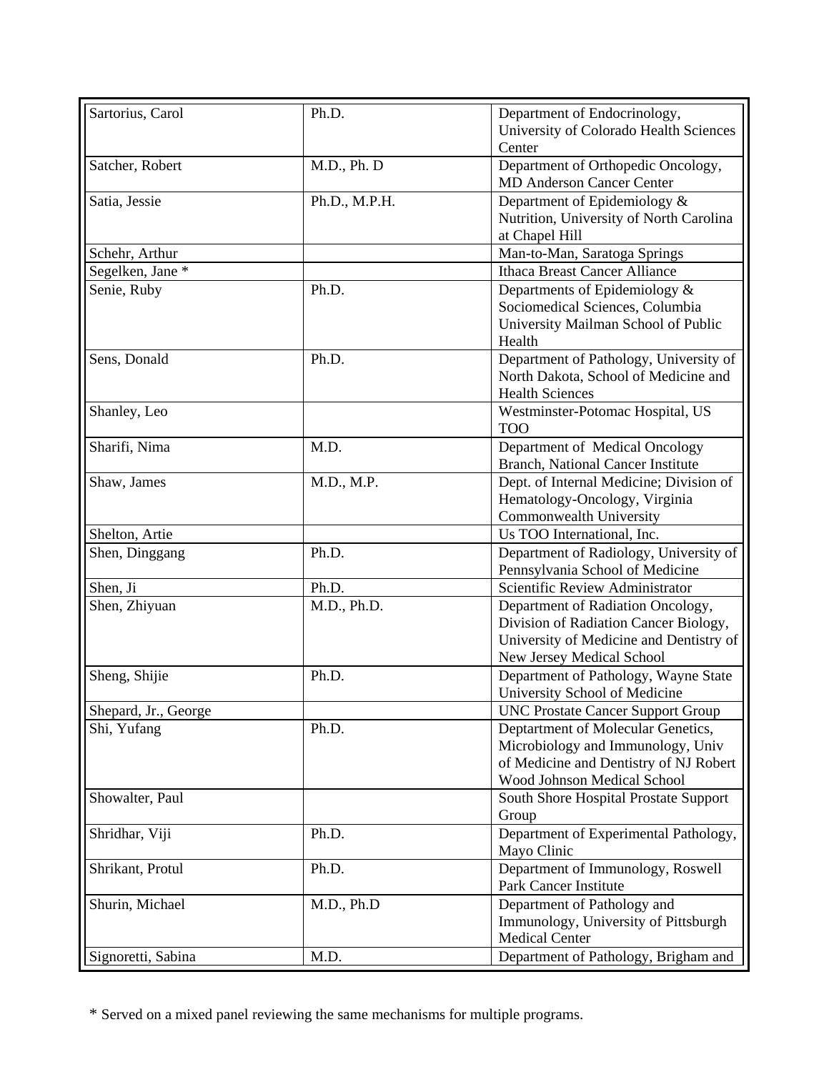| Sartorius, Carol | Ph.D. | Department of Endocrinology, University of Colorado Health Sciences Center |
|---|---|---|
| Satcher, Robert | M.D., Ph. D | Department of Orthopedic Oncology, MD Anderson Cancer Center |
| Satia, Jessie | Ph.D., M.P.H. | Department of Epidemiology & Nutrition, University of North Carolina at Chapel Hill |
| Schehr, Arthur | | Man-to-Man, Saratoga Springs |
| Segelken, Jane * | | Ithaca Breast Cancer Alliance |
| Senie, Ruby | Ph.D. | Departments of Epidemiology & Sociomedical Sciences, Columbia University Mailman School of Public Health |
| Sens, Donald | Ph.D. | Department of Pathology, University of North Dakota, School of Medicine and Health Sciences |
| Shanley, Leo | | Westminster-Potomac Hospital, US TOO |
| Sharifi, Nima | M.D. | Department of Medical Oncology Branch, National Cancer Institute |
| Shaw, James | M.D., M.P. | Dept. of Internal Medicine; Division of Hematology-Oncology, Virginia Commonwealth University |
| Shelton, Artie | | Us TOO International, Inc. |
| Shen, Dinggang | Ph.D. | Department of Radiology, University of Pennsylvania School of Medicine |
| Shen, Ji | Ph.D. | Scientific Review Administrator |
| Shen, Zhiyuan | M.D., Ph.D. | Department of Radiation Oncology, Division of Radiation Cancer Biology, University of Medicine and Dentistry of New Jersey Medical School |
| Sheng, Shijie | Ph.D. | Department of Pathology, Wayne State University School of Medicine |
| Shepard, Jr., George | | UNC Prostate Cancer Support Group |
| Shi, Yufang | Ph.D. | Deptartment of Molecular Genetics, Microbiology and Immunology, Univ of Medicine and Dentistry of NJ Robert Wood Johnson Medical School |
| Showalter, Paul | | South Shore Hospital Prostate Support Group |
| Shridhar, Viji | Ph.D. | Department of Experimental Pathology, Mayo Clinic |
| Shrikant, Protul | Ph.D. | Department of Immunology, Roswell Park Cancer Institute |
| Shurin, Michael | M.D., Ph.D | Department of Pathology and Immunology, University of Pittsburgh Medical Center |
| Signoretti, Sabina | M.D. | Department of Pathology, Brigham and |

* Served on a mixed panel reviewing the same mechanisms for multiple programs.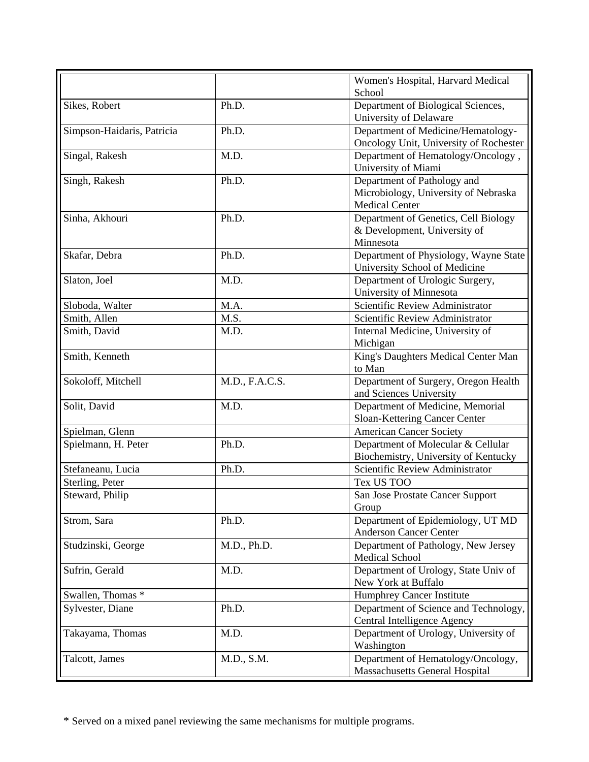| | | |
|---|---|---|
| | | Women's Hospital, Harvard Medical School |
| Sikes, Robert | Ph.D. | Department of Biological Sciences, University of Delaware |
| Simpson-Haidaris, Patricia | Ph.D. | Department of Medicine/Hematology-Oncology Unit, University of Rochester |
| Singal, Rakesh | M.D. | Department of Hematology/Oncology , University of Miami |
| Singh, Rakesh | Ph.D. | Department of Pathology and Microbiology, University of Nebraska Medical Center |
| Sinha, Akhouri | Ph.D. | Department of Genetics, Cell Biology & Development, University of Minnesota |
| Skafar, Debra | Ph.D. | Department of Physiology, Wayne State University School of Medicine |
| Slaton, Joel | M.D. | Department of Urologic Surgery, University of Minnesota |
| Sloboda, Walter | M.A. | Scientific Review Administrator |
| Smith, Allen | M.S. | Scientific Review Administrator |
| Smith, David | M.D. | Internal Medicine, University of Michigan |
| Smith, Kenneth | | King's Daughters Medical Center Man to Man |
| Sokoloff, Mitchell | M.D., F.A.C.S. | Department of Surgery, Oregon Health and Sciences University |
| Solit, David | M.D. | Department of Medicine, Memorial Sloan-Kettering Cancer Center |
| Spielman, Glenn | | American Cancer Society |
| Spielmann, H. Peter | Ph.D. | Department of Molecular & Cellular Biochemistry, University of Kentucky |
| Stefaneanu, Lucia | Ph.D. | Scientific Review Administrator |
| Sterling, Peter | | Tex US TOO |
| Steward, Philip | | San Jose Prostate Cancer Support Group |
| Strom, Sara | Ph.D. | Department of Epidemiology, UT MD Anderson Cancer Center |
| Studzinski, George | M.D., Ph.D. | Department of Pathology, New Jersey Medical School |
| Sufrin, Gerald | M.D. | Department of Urology, State Univ of New York at Buffalo |
| Swallen, Thomas * | | Humphrey Cancer Institute |
| Sylvester, Diane | Ph.D. | Department of Science and Technology, Central Intelligence Agency |
| Takayama, Thomas | M.D. | Department of Urology, University of Washington |
| Talcott, James | M.D., S.M. | Department of Hematology/Oncology, Massachusetts General Hospital |

* Served on a mixed panel reviewing the same mechanisms for multiple programs.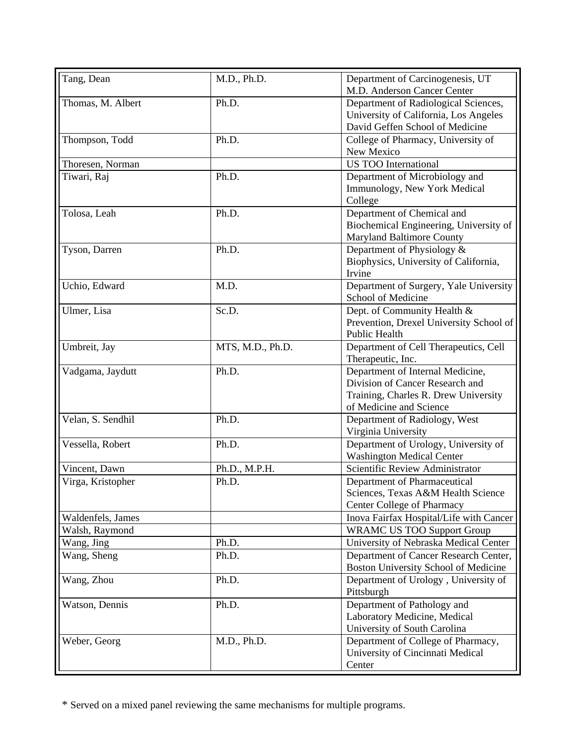| Tang, Dean | M.D., Ph.D. | Department of Carcinogenesis, UT M.D. Anderson Cancer Center |
|---|---|---|
| Thomas, M. Albert | Ph.D. | Department of Radiological Sciences, University of California, Los Angeles David Geffen School of Medicine |
| Thompson, Todd | Ph.D. | College of Pharmacy, University of New Mexico |
| Thoresen, Norman | | US TOO International |
| Tiwari, Raj | Ph.D. | Department of Microbiology and Immunology, New York Medical College |
| Tolosa, Leah | Ph.D. | Department of Chemical and Biochemical Engineering, University of Maryland Baltimore County |
| Tyson, Darren | Ph.D. | Department of Physiology & Biophysics, University of California, Irvine |
| Uchio, Edward | M.D. | Department of Surgery, Yale University School of Medicine |
| Ulmer, Lisa | Sc.D. | Dept. of Community Health & Prevention, Drexel University School of Public Health |
| Umbreit, Jay | MTS, M.D., Ph.D. | Department of Cell Therapeutics, Cell Therapeutic, Inc. |
| Vadgama, Jaydutt | Ph.D. | Department of Internal Medicine, Division of Cancer Research and Training, Charles R. Drew University of Medicine and Science |
| Velan, S. Sendhil | Ph.D. | Department of Radiology, West Virginia University |
| Vessella, Robert | Ph.D. | Department of Urology, University of Washington Medical Center |
| Vincent, Dawn | Ph.D., M.P.H. | Scientific Review Administrator |
| Virga, Kristopher | Ph.D. | Department of Pharmaceutical Sciences, Texas A&M Health Science Center College of Pharmacy |
| Waldenfels, James | | Inova Fairfax Hospital/Life with Cancer |
| Walsh, Raymond | | WRAMC US TOO Support Group |
| Wang, Jing | Ph.D. | University of Nebraska Medical Center |
| Wang, Sheng | Ph.D. | Department of Cancer Research Center, Boston University School of Medicine |
| Wang, Zhou | Ph.D. | Department of Urology , University of Pittsburgh |
| Watson, Dennis | Ph.D. | Department of Pathology and Laboratory Medicine, Medical University of South Carolina |
| Weber, Georg | M.D., Ph.D. | Department of College of Pharmacy, University of Cincinnati Medical Center |

* Served on a mixed panel reviewing the same mechanisms for multiple programs.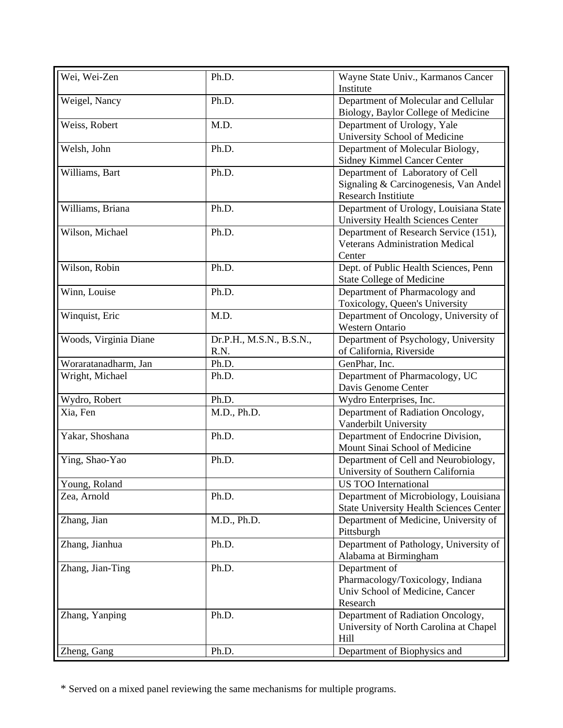| Wei, Wei-Zen | Ph.D. | Wayne State Univ., Karmanos Cancer Institute |
|---|---|---|
| Weigel, Nancy | Ph.D. | Department of Molecular and Cellular Biology, Baylor College of Medicine |
| Weiss, Robert | M.D. | Department of Urology, Yale University School of Medicine |
| Welsh, John | Ph.D. | Department of Molecular Biology, Sidney Kimmel Cancer Center |
| Williams, Bart | Ph.D. | Department of Laboratory of Cell Signaling & Carcinogenesis, Van Andel Research Instiitute |
| Williams, Briana | Ph.D. | Department of Urology, Louisiana State University Health Sciences Center |
| Wilson, Michael | Ph.D. | Department of Research Service (151), Veterans Administration Medical Center |
| Wilson, Robin | Ph.D. | Dept. of Public Health Sciences, Penn State College of Medicine |
| Winn, Louise | Ph.D. | Department of Pharmacology and Toxicology, Queen's University |
| Winquist, Eric | M.D. | Department of Oncology, University of Western Ontario |
| Woods, Virginia Diane | Dr.P.H., M.S.N., B.S.N., R.N. | Department of Psychology, University of California, Riverside |
| Woraratanadharm, Jan | Ph.D. | GenPhar, Inc. |
| Wright, Michael | Ph.D. | Department of Pharmacology, UC Davis Genome Center |
| Wydro, Robert | Ph.D. | Wydro Enterprises, Inc. |
| Xia, Fen | M.D., Ph.D. | Department of Radiation Oncology, Vanderbilt University |
| Yakar, Shoshana | Ph.D. | Department of Endocrine Division, Mount Sinai School of Medicine |
| Ying, Shao-Yao | Ph.D. | Department of Cell and Neurobiology, University of Southern California |
| Young, Roland | | US TOO International |
| Zea, Arnold | Ph.D. | Department of Microbiology, Louisiana State University Health Sciences Center |
| Zhang, Jian | M.D., Ph.D. | Department of Medicine, University of Pittsburgh |
| Zhang, Jianhua | Ph.D. | Department of Pathology, University of Alabama at Birmingham |
| Zhang, Jian-Ting | Ph.D. | Department of Pharmacology/Toxicology, Indiana Univ School of Medicine, Cancer Research |
| Zhang, Yanping | Ph.D. | Department of Radiation Oncology, University of North Carolina at Chapel Hill |
| Zheng, Gang | Ph.D. | Department of Biophysics and |

* Served on a mixed panel reviewing the same mechanisms for multiple programs.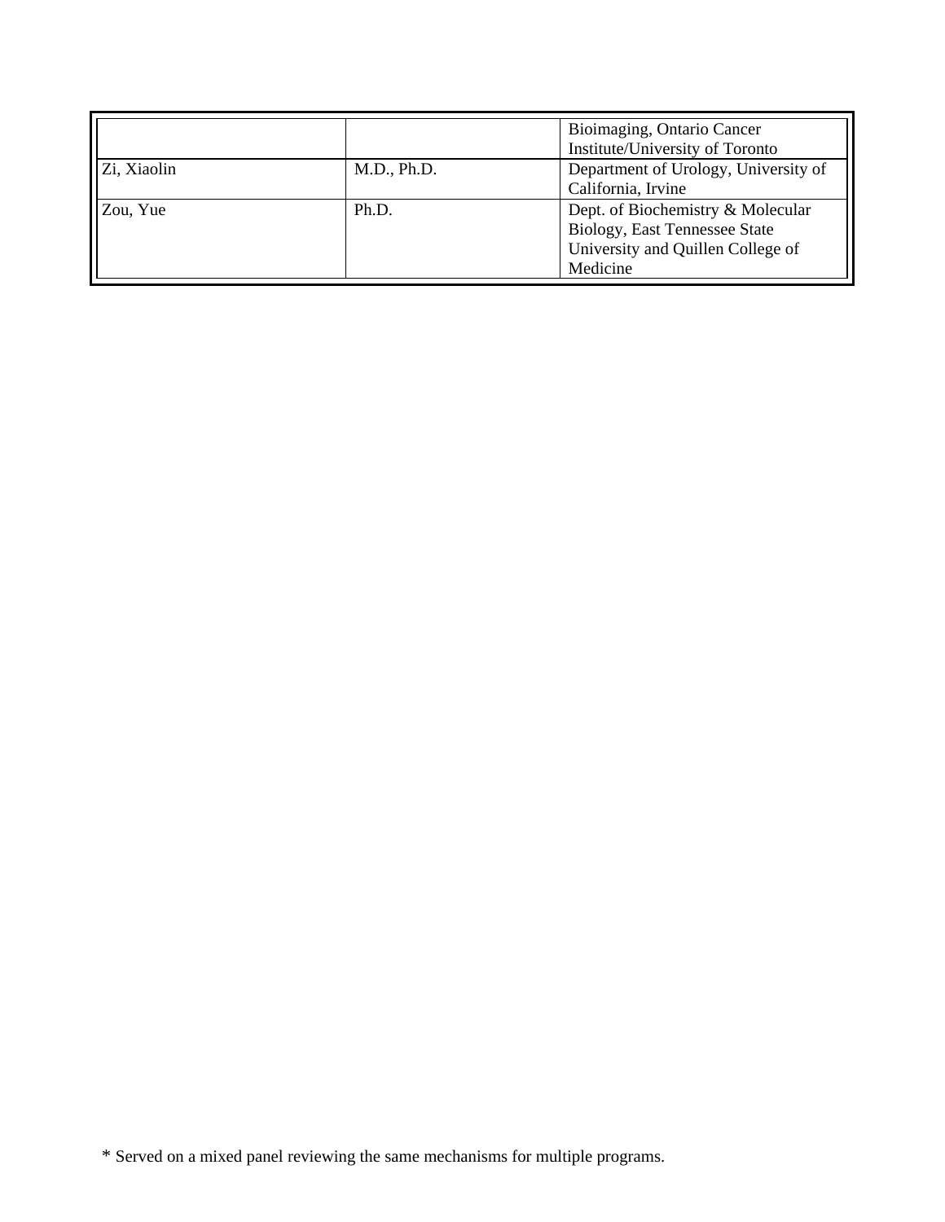| | | |
|---|---|---|
| | | Bioimaging, Ontario Cancer Institute/University of Toronto |
| Zi, Xiaolin | M.D., Ph.D. | Department of Urology, University of California, Irvine |
| Zou, Yue | Ph.D. | Dept. of Biochemistry & Molecular Biology, East Tennessee State University and Quillen College of Medicine |

* Served on a mixed panel reviewing the same mechanisms for multiple programs.